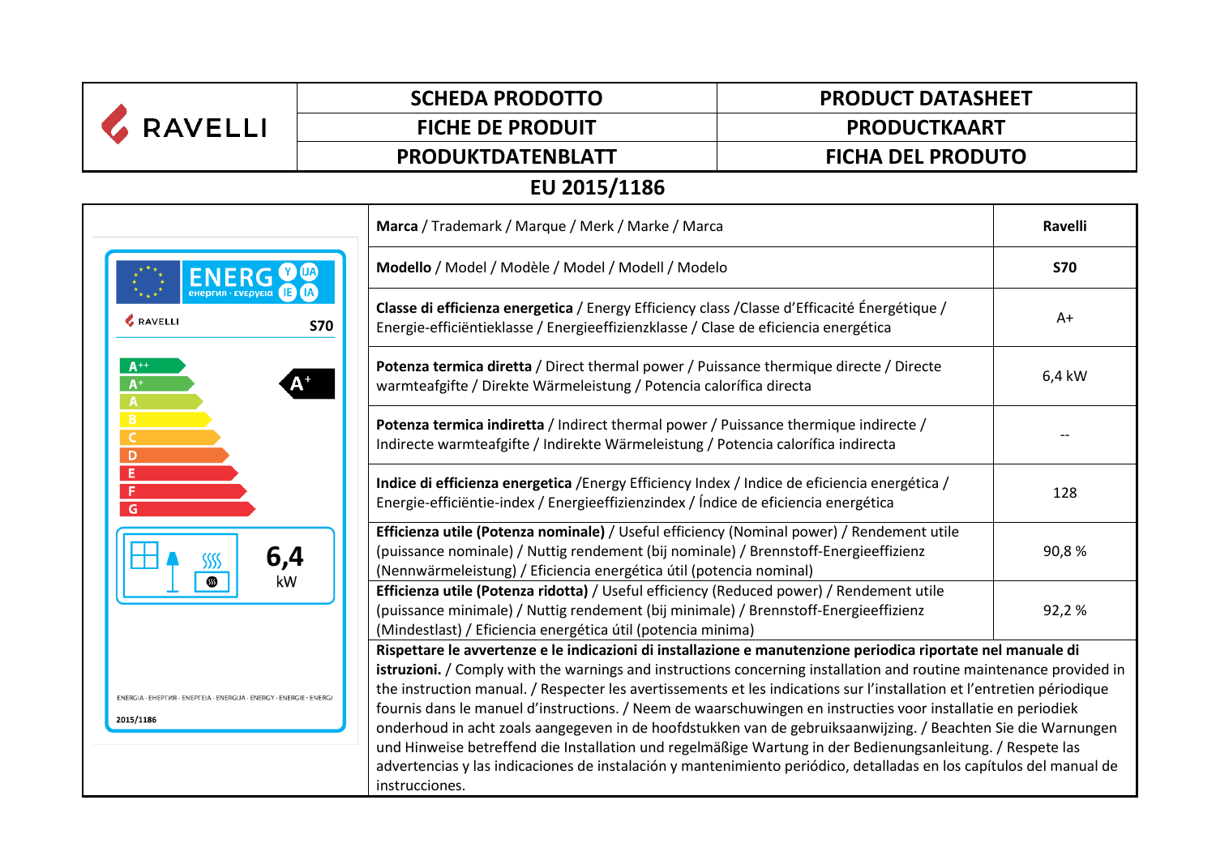RAVELLI

| SCHEDA PRODOTTO | PRODUCT DATASHEET |
|---|---|
| FICHE DE PRODUIT | PRODUCTKAART |
| PRODUKTDATENBLATT | FICHA DEL PRODUTO |

## EU 2015/1186

ENERG енергия · ενεργεια Y IJA IE IA

RAVELLI S70

A++ A+ A B C D E F G

A+

6,4 kW

ENERGIA · ЕНЕРГИЯ · ΕΝΕΡΓΕΙΑ · ENERGIJA · ENERGY · ENERGIE · ENERGI

2015/1186

| | |
|---|---|
| **Marca** / Trademark / Marque / Merk / Marke / Marca | **Ravelli** |
| **Modello** / Model / Modèle / Model / Modell / Modelo | **S70** |
| **Classe di efficienza energetica** / Energy Efficiency class /Classe d'Efficacité Énergétique / Energie-efficiëntieklasse / Energieeffizienzklasse / Clase de eficiencia energética | A+ |
| **Potenza termica diretta** / Direct thermal power / Puissance thermique directe / Directe warmteafgifte / Direkte Wärmeleistung / Potencia calorífica directa | 6,4 kW |
| **Potenza termica indiretta** / Indirect thermal power / Puissance thermique indirecte / Indirecte warmteafgifte / Indirekte Wärmeleistung / Potencia calorífica indirecta | -- |
| **Indice di efficienza energetica** /Energy Efficiency Index / Indice de eficiencia energética / Energie-efficiëntie-index / Energieeffizienzindex / Índice de eficiencia energética | 128 |
| **Efficienza utile (Potenza nominale)** / Useful efficiency (Nominal power) / Rendement utile (puissance nominale) / Nuttig rendement (bij nominale) / Brennstoff-Energieeffizienz (Nennwärmeleistung) / Eficiencia energética útil (potencia nominal) | 90,8 % |
| **Efficienza utile (Potenza ridotta)** / Useful efficiency (Reduced power) / Rendement utile (puissance minimale) / Nuttig rendement (bij minimale) / Brennstoff-Energieeffizienz (Mindestlast) / Eficiencia energética útil (potencia minima) | 92,2 % |

**Rispettare le avvertenze e le indicazioni di installazione e manutenzione periodica riportate nel manuale di istruzioni.** / Comply with the warnings and instructions concerning installation and routine maintenance provided in the instruction manual. / Respecter les avertissements et les indications sur l'installation et l'entretien périodique fournis dans le manuel d'instructions. / Neem de waarschuwingen en instructies voor installatie en periodiek onderhoud in acht zoals aangegeven in de hoofdstukken van de gebruiksaanwijzing. / Beachten Sie die Warnungen und Hinweise betreffend die Installation und regelmäßige Wartung in der Bedienungsanleitung. / Respete las advertencias y las indicaciones de instalación y mantenimiento periódico, detalladas en los capítulos del manual de instrucciones.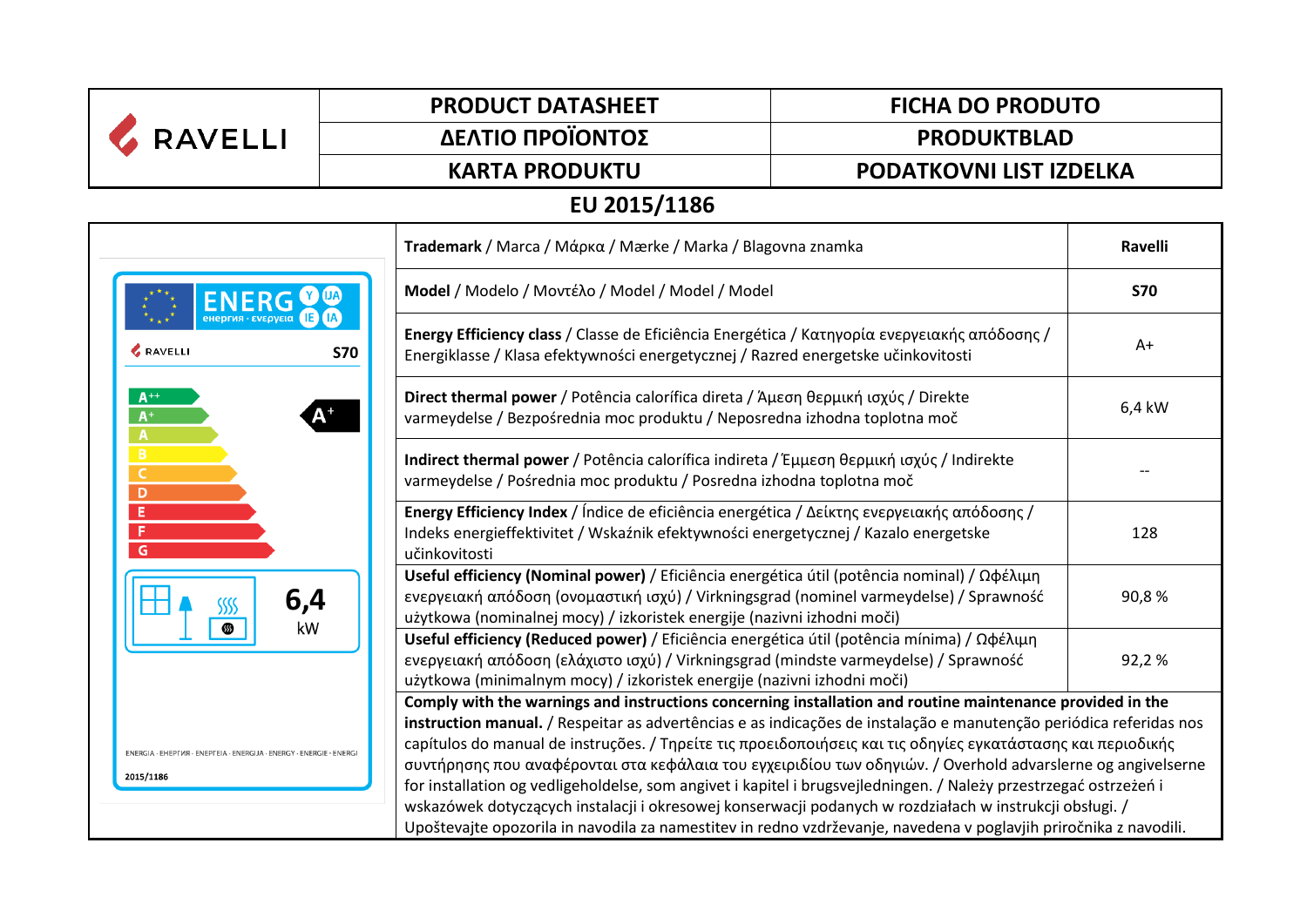| RAVELLI | PRODUCT DATASHEET | FICHA DO PRODUTO |
|---|---|---|
| | ΔΕΛΤΙΟ ΠΡΟΪΟΝΤΟΣ | PRODUKTBLAD |
| | KARTA PRODUKTU | PODATKOVNI LIST IZDELKA |

## EU 2015/1186

ENERG Y IJA IE IA
енергия · ενεργεια

RAVELLI S70

A++
A+
A
B
C
D
E
F
G

A+

6,4
kW

ENERGIA · ЕНЕРГИЯ · ΕΝΕΡΓΕΙΑ · ENERGIJA · ENERGY · ENERGIE · ENERGI

2015/1186

| | |
|---|---|
| **Trademark** / Marca / Μάρκα / Mærke / Marka / Blagovna znamka | **Ravelli** |
| **Model** / Modelo / Μοντέλο / Model / Model / Model | **S70** |
| **Energy Efficiency class** / Classe de Eficiência Energética / Κατηγορία ενεργειακής απόδοσης / Energiklasse / Klasa efektywności energetycznej / Razred energetske učinkovitosti | A+ |
| **Direct thermal power** / Potência calorífica direta / Άμεση θερμική ισχύς / Direkte varmeydelse / Bezpośrednia moc produktu / Neposredna izhodna toplotna moč | 6,4 kW |
| **Indirect thermal power** / Potência calorífica indireta / Έμμεση θερμική ισχύς / Indirekte varmeydelse / Pośrednia moc produktu / Posredna izhodna toplotna moč | -- |
| **Energy Efficiency Index** / Índice de eficiência energética / Δείκτης ενεργειακής απόδοσης / Indeks energieffektivitet / Wskaźnik efektywności energetycznej / Kazalo energetske učinkovitosti | 128 |
| **Useful efficiency (Nominal power)** / Eficiência energética útil (potência nominal) / Ωφέλιμη ενεργειακή απόδοση (ονομαστική ισχύ) / Virkningsgrad (nominel varmeydelse) / Sprawność użytkowa (nominalnej mocy) / izkoristek energije (nazivni izhodni moči) | 90,8 % |
| **Useful efficiency (Reduced power)** / Eficiência energética útil (potência mínima) / Ωφέλιμη ενεργειακή απόδοση (ελάχιστο ισχύ) / Virkningsgrad (mindste varmeydelse) / Sprawność użytkowa (minimalnym mocy) / izkoristek energije (nazivni izhodni moči) | 92,2 % |

**Comply with the warnings and instructions concerning installation and routine maintenance provided in the instruction manual.** / Respeitar as advertências e as indicações de instalação e manutenção periódica referidas nos capítulos do manual de instruções. / Τηρείτε τις προειδοποιήσεις και τις οδηγίες εγκατάστασης και περιοδικής συντήρησης που αναφέρονται στα κεφάλαια του εγχειριδίου των οδηγιών. / Overhold advarslerne og angivelserne for installation og vedligeholdelse, som angivet i kapitel i brugsvejledningen. / Należy przestrzegać ostrzeżeń i wskazówek dotyczących instalacji i okresowej konserwacji podanych w rozdziałach w instrukcji obsługi. / Upoštevajte opozorila in navodila za namestitev in redno vzdrževanje, navedena v poglavjih priročnika z navodili.